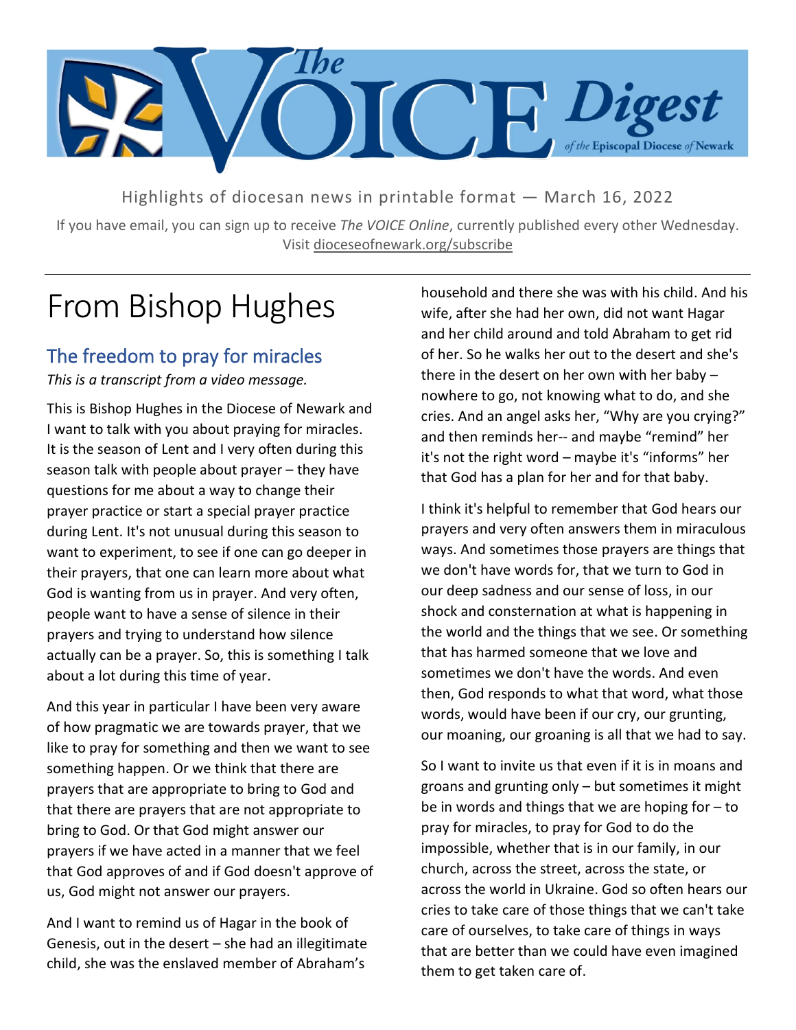# The VOICE Digest of the Episcopal Diocese of Newark

Highlights of diocesan news in printable format — March 16, 2022

If you have email, you can sign up to receive *The VOICE Online*, currently published every other Wednesday. Visit dioceseofnewark.org/subscribe

# From Bishop Hughes

## The freedom to pray for miracles

*This is a transcript from a video message.*

This is Bishop Hughes in the Diocese of Newark and I want to talk with you about praying for miracles. It is the season of Lent and I very often during this season talk with people about prayer – they have questions for me about a way to change their prayer practice or start a special prayer practice during Lent. It's not unusual during this season to want to experiment, to see if one can go deeper in their prayers, that one can learn more about what God is wanting from us in prayer. And very often, people want to have a sense of silence in their prayers and trying to understand how silence actually can be a prayer. So, this is something I talk about a lot during this time of year.

And this year in particular I have been very aware of how pragmatic we are towards prayer, that we like to pray for something and then we want to see something happen. Or we think that there are prayers that are appropriate to bring to God and that there are prayers that are not appropriate to bring to God. Or that God might answer our prayers if we have acted in a manner that we feel that God approves of and if God doesn't approve of us, God might not answer our prayers.

And I want to remind us of Hagar in the book of Genesis, out in the desert – she had an illegitimate child, she was the enslaved member of Abraham's household and there she was with his child. And his wife, after she had her own, did not want Hagar and her child around and told Abraham to get rid of her. So he walks her out to the desert and she's there in the desert on her own with her baby – nowhere to go, not knowing what to do, and she cries. And an angel asks her, "Why are you crying?" and then reminds her-- and maybe "remind" her it's not the right word – maybe it's "informs" her that God has a plan for her and for that baby.

I think it's helpful to remember that God hears our prayers and very often answers them in miraculous ways. And sometimes those prayers are things that we don't have words for, that we turn to God in our deep sadness and our sense of loss, in our shock and consternation at what is happening in the world and the things that we see. Or something that has harmed someone that we love and sometimes we don't have the words. And even then, God responds to what that word, what those words, would have been if our cry, our grunting, our moaning, our groaning is all that we had to say.

So I want to invite us that even if it is in moans and groans and grunting only – but sometimes it might be in words and things that we are hoping for – to pray for miracles, to pray for God to do the impossible, whether that is in our family, in our church, across the street, across the state, or across the world in Ukraine. God so often hears our cries to take care of those things that we can't take care of ourselves, to take care of things in ways that are better than we could have even imagined them to get taken care of.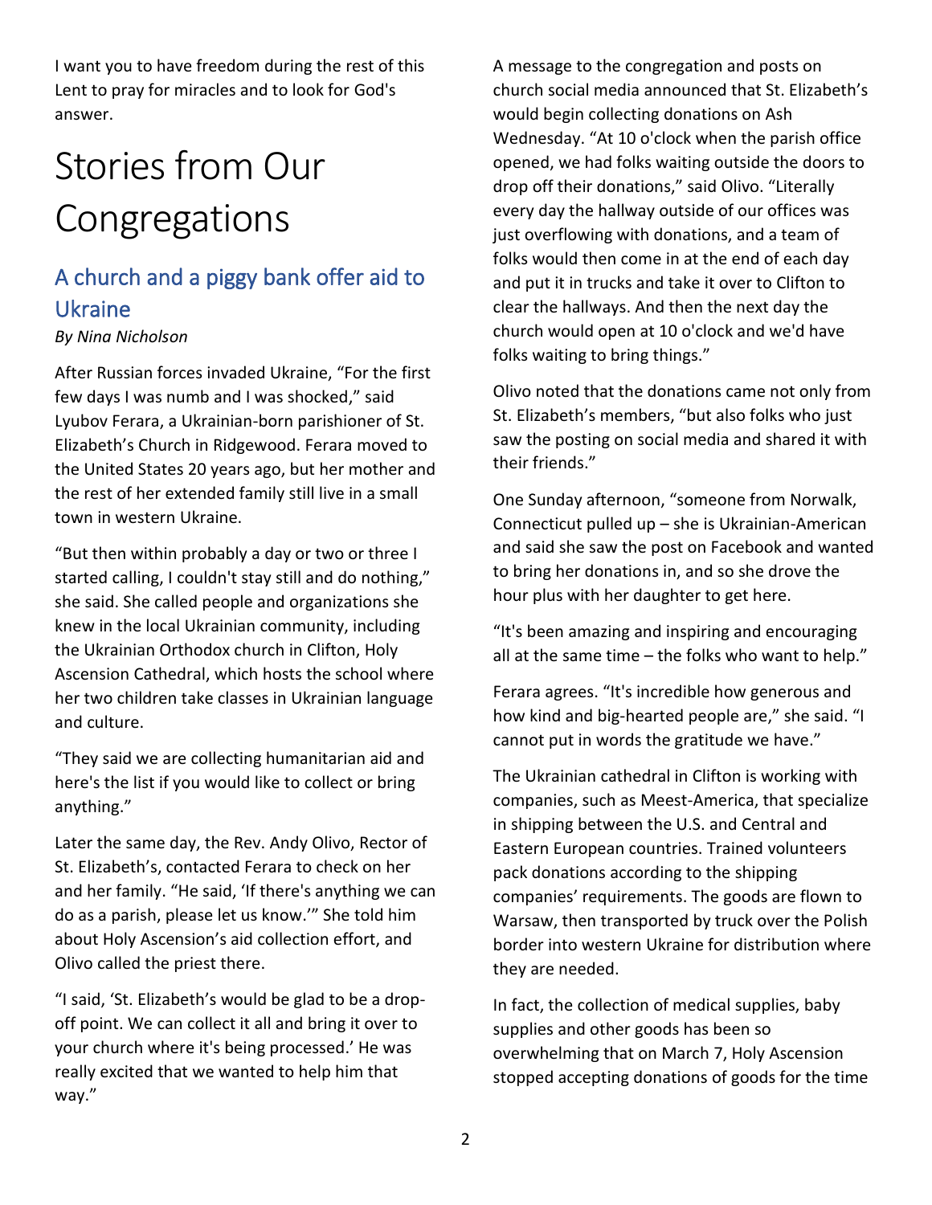I want you to have freedom during the rest of this Lent to pray for miracles and to look for God's answer.

# Stories from Our Congregations

## A church and a piggy bank offer aid to Ukraine

*By Nina Nicholson*

After Russian forces invaded Ukraine, "For the first few days I was numb and I was shocked," said Lyubov Ferara, a Ukrainian-born parishioner of St. Elizabeth's Church in Ridgewood. Ferara moved to the United States 20 years ago, but her mother and the rest of her extended family still live in a small town in western Ukraine.

"But then within probably a day or two or three I started calling, I couldn't stay still and do nothing," she said. She called people and organizations she knew in the local Ukrainian community, including the Ukrainian Orthodox church in Clifton, Holy Ascension Cathedral, which hosts the school where her two children take classes in Ukrainian language and culture.

"They said we are collecting humanitarian aid and here's the list if you would like to collect or bring anything."

Later the same day, the Rev. Andy Olivo, Rector of St. Elizabeth's, contacted Ferara to check on her and her family. "He said, 'If there's anything we can do as a parish, please let us know.'" She told him about Holy Ascension's aid collection effort, and Olivo called the priest there.

"I said, 'St. Elizabeth's would be glad to be a drop-off point. We can collect it all and bring it over to your church where it's being processed.' He was really excited that we wanted to help him that way."

A message to the congregation and posts on church social media announced that St. Elizabeth's would begin collecting donations on Ash Wednesday. "At 10 o'clock when the parish office opened, we had folks waiting outside the doors to drop off their donations," said Olivo. "Literally every day the hallway outside of our offices was just overflowing with donations, and a team of folks would then come in at the end of each day and put it in trucks and take it over to Clifton to clear the hallways. And then the next day the church would open at 10 o'clock and we'd have folks waiting to bring things."

Olivo noted that the donations came not only from St. Elizabeth's members, "but also folks who just saw the posting on social media and shared it with their friends."

One Sunday afternoon, "someone from Norwalk, Connecticut pulled up – she is Ukrainian-American and said she saw the post on Facebook and wanted to bring her donations in, and so she drove the hour plus with her daughter to get here.

"It's been amazing and inspiring and encouraging all at the same time – the folks who want to help."

Ferara agrees. "It's incredible how generous and how kind and big-hearted people are," she said. "I cannot put in words the gratitude we have."

The Ukrainian cathedral in Clifton is working with companies, such as Meest-America, that specialize in shipping between the U.S. and Central and Eastern European countries. Trained volunteers pack donations according to the shipping companies' requirements. The goods are flown to Warsaw, then transported by truck over the Polish border into western Ukraine for distribution where they are needed.

In fact, the collection of medical supplies, baby supplies and other goods has been so overwhelming that on March 7, Holy Ascension stopped accepting donations of goods for the time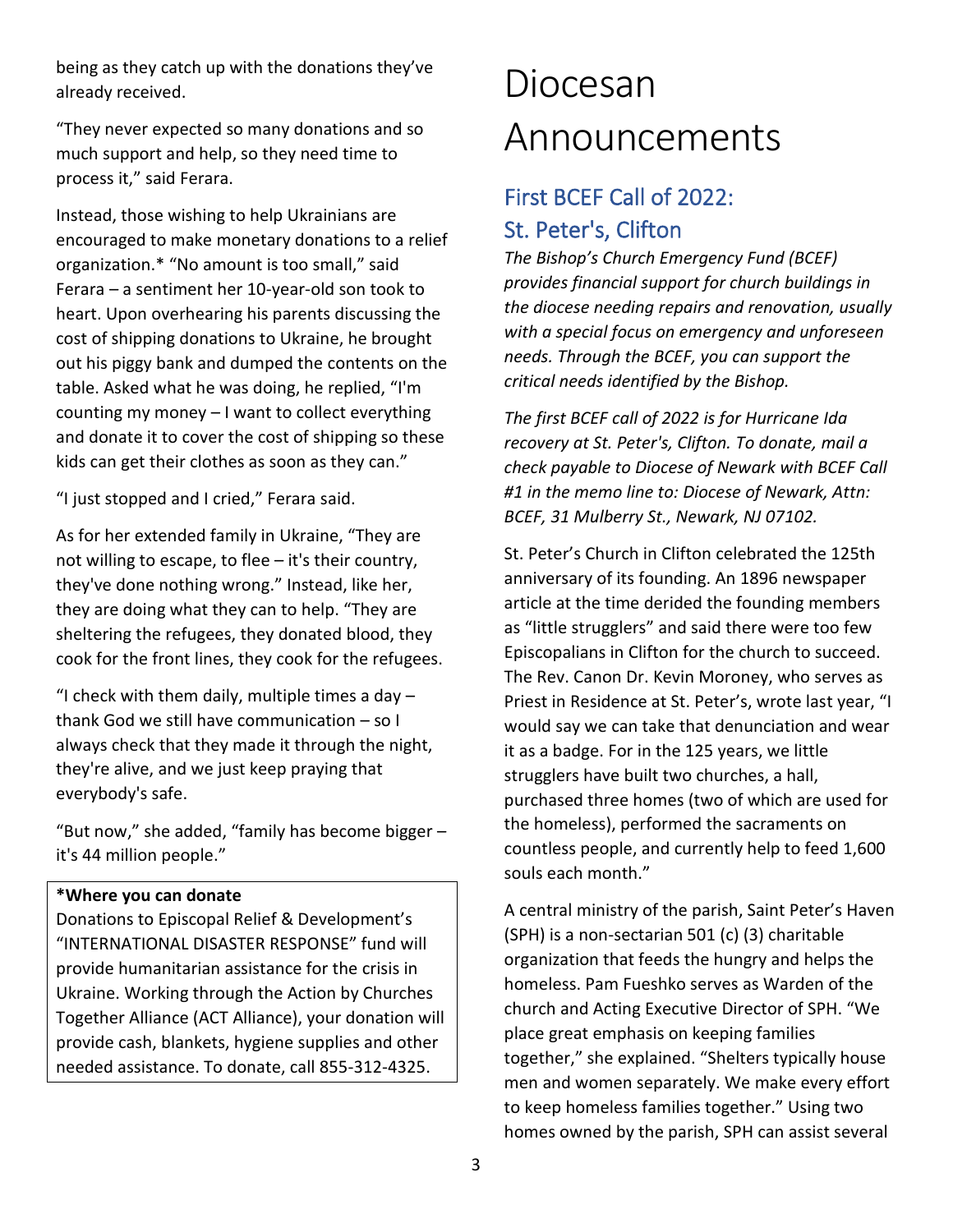being as they catch up with the donations they've already received.

"They never expected so many donations and so much support and help, so they need time to process it," said Ferara.

Instead, those wishing to help Ukrainians are encouraged to make monetary donations to a relief organization.* "No amount is too small," said Ferara – a sentiment her 10-year-old son took to heart. Upon overhearing his parents discussing the cost of shipping donations to Ukraine, he brought out his piggy bank and dumped the contents on the table. Asked what he was doing, he replied, "I'm counting my money – I want to collect everything and donate it to cover the cost of shipping so these kids can get their clothes as soon as they can."

"I just stopped and I cried," Ferara said.

As for her extended family in Ukraine, "They are not willing to escape, to flee – it's their country, they've done nothing wrong." Instead, like her, they are doing what they can to help. "They are sheltering the refugees, they donated blood, they cook for the front lines, they cook for the refugees.

"I check with them daily, multiple times a day – thank God we still have communication – so I always check that they made it through the night, they're alive, and we just keep praying that everybody's safe.

"But now," she added, "family has become bigger – it's 44 million people."

**\*Where you can donate**
Donations to Episcopal Relief & Development's "INTERNATIONAL DISASTER RESPONSE" fund will provide humanitarian assistance for the crisis in Ukraine. Working through the Action by Churches Together Alliance (ACT Alliance), your donation will provide cash, blankets, hygiene supplies and other needed assistance. To donate, call 855-312-4325.

# Diocesan Announcements

## First BCEF Call of 2022: St. Peter's, Clifton

*The Bishop's Church Emergency Fund (BCEF) provides financial support for church buildings in the diocese needing repairs and renovation, usually with a special focus on emergency and unforeseen needs. Through the BCEF, you can support the critical needs identified by the Bishop.*

*The first BCEF call of 2022 is for Hurricane Ida recovery at St. Peter's, Clifton. To donate, mail a check payable to Diocese of Newark with BCEF Call #1 in the memo line to: Diocese of Newark, Attn: BCEF, 31 Mulberry St., Newark, NJ 07102.*

St. Peter's Church in Clifton celebrated the 125th anniversary of its founding. An 1896 newspaper article at the time derided the founding members as "little strugglers" and said there were too few Episcopalians in Clifton for the church to succeed. The Rev. Canon Dr. Kevin Moroney, who serves as Priest in Residence at St. Peter's, wrote last year, "I would say we can take that denunciation and wear it as a badge. For in the 125 years, we little strugglers have built two churches, a hall, purchased three homes (two of which are used for the homeless), performed the sacraments on countless people, and currently help to feed 1,600 souls each month."

A central ministry of the parish, Saint Peter's Haven (SPH) is a non-sectarian 501 (c) (3) charitable organization that feeds the hungry and helps the homeless. Pam Fueshko serves as Warden of the church and Acting Executive Director of SPH. "We place great emphasis on keeping families together," she explained. "Shelters typically house men and women separately. We make every effort to keep homeless families together." Using two homes owned by the parish, SPH can assist several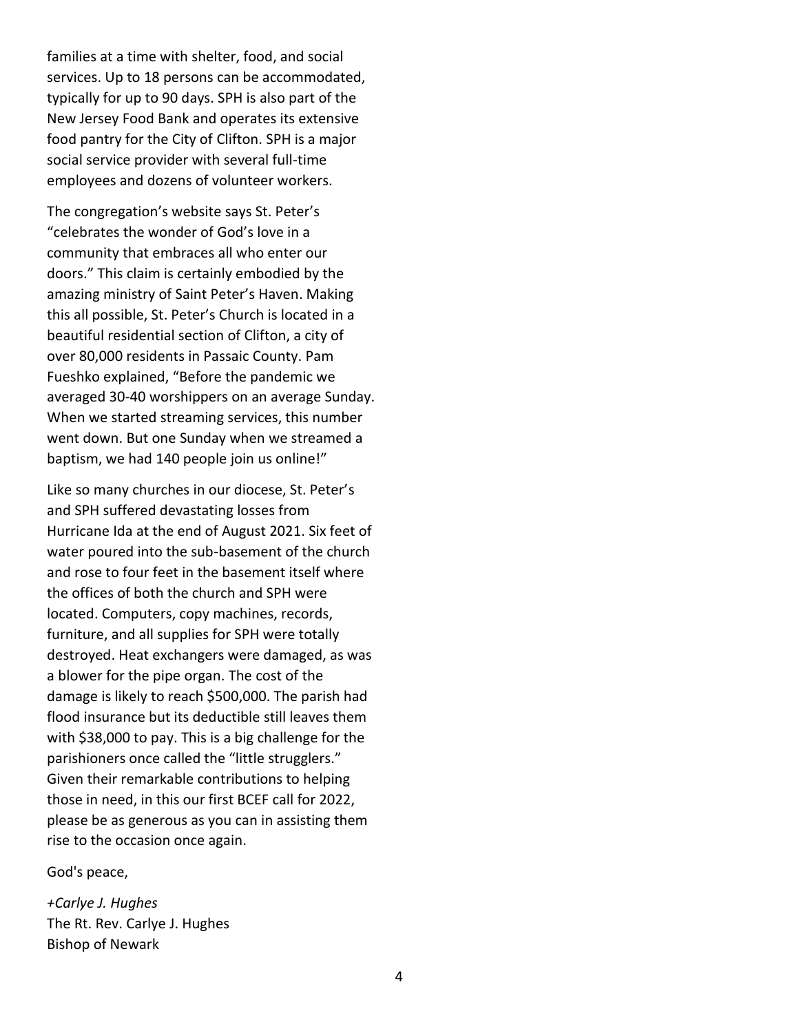families at a time with shelter, food, and social services. Up to 18 persons can be accommodated, typically for up to 90 days. SPH is also part of the New Jersey Food Bank and operates its extensive food pantry for the City of Clifton. SPH is a major social service provider with several full-time employees and dozens of volunteer workers.

The congregation's website says St. Peter's "celebrates the wonder of God's love in a community that embraces all who enter our doors." This claim is certainly embodied by the amazing ministry of Saint Peter's Haven. Making this all possible, St. Peter's Church is located in a beautiful residential section of Clifton, a city of over 80,000 residents in Passaic County. Pam Fueshko explained, "Before the pandemic we averaged 30-40 worshippers on an average Sunday. When we started streaming services, this number went down. But one Sunday when we streamed a baptism, we had 140 people join us online!"

Like so many churches in our diocese, St. Peter's and SPH suffered devastating losses from Hurricane Ida at the end of August 2021. Six feet of water poured into the sub-basement of the church and rose to four feet in the basement itself where the offices of both the church and SPH were located. Computers, copy machines, records, furniture, and all supplies for SPH were totally destroyed. Heat exchangers were damaged, as was a blower for the pipe organ. The cost of the damage is likely to reach $500,000. The parish had flood insurance but its deductible still leaves them with $38,000 to pay. This is a big challenge for the parishioners once called the "little strugglers." Given their remarkable contributions to helping those in need, in this our first BCEF call for 2022, please be as generous as you can in assisting them rise to the occasion once again.

God's peace,

*+Carlye J. Hughes*  
The Rt. Rev. Carlye J. Hughes  
Bishop of Newark